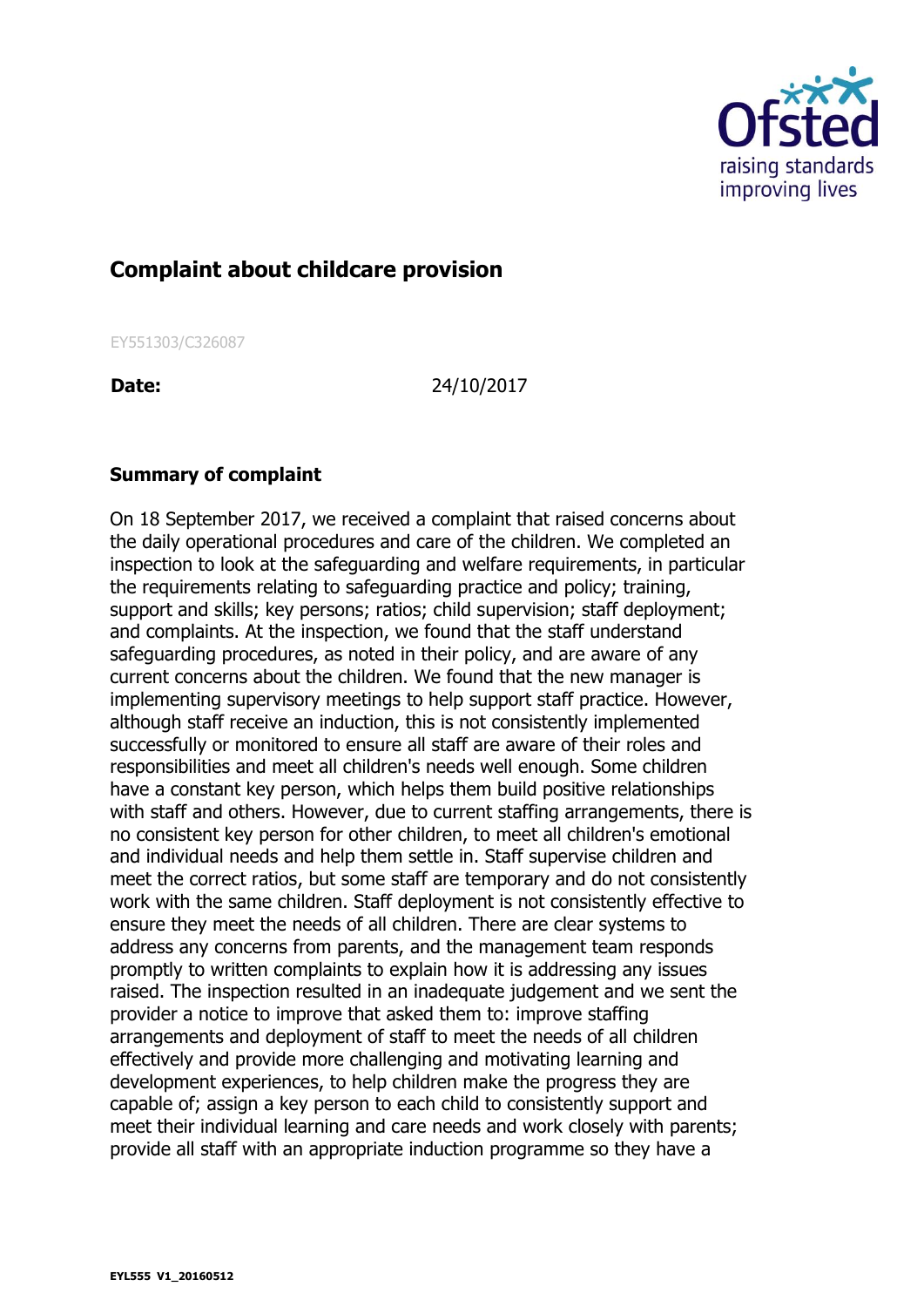## Complaint about childcare provision

EY551303/C326087

**Date:** 24/10/2017

### Summary of complaint

On 18 September 2017, we received a complaint that raised concerns about the daily operational procedures and care of the children. We completed an inspection to look at the safeguarding and welfare requirements, in particular the requirements relating to safeguarding practice and policy; training, support and skills; key persons; ratios; child supervision; staff deployment; and complaints. At the inspection, we found that the staff understand safeguarding procedures, as noted in their policy, and are aware of any current concerns about the children. We found that the new manager is implementing supervisory meetings to help support staff practice. However, although staff receive an induction, this is not consistently implemented successfully or monitored to ensure all staff are aware of their roles and responsibilities and meet all children's needs well enough. Some children have a constant key person, which helps them build positive relationships with staff and others. However, due to current staffing arrangements, there is no consistent key person for other children, to meet all children's emotional and individual needs and help them settle in. Staff supervise children and meet the correct ratios, but some staff are temporary and do not consistently work with the same children. Staff deployment is not consistently effective to ensure they meet the needs of all children. There are clear systems to address any concerns from parents, and the management team responds promptly to written complaints to explain how it is addressing any issues raised. The inspection resulted in an inadequate judgement and we sent the provider a notice to improve that asked them to: improve staffing arrangements and deployment of staff to meet the needs of all children effectively and provide more challenging and motivating learning and development experiences, to help children make the progress they are capable of; assign a key person to each child to consistently support and meet their individual learning and care needs and work closely with parents; provide all staff with an appropriate induction programme so they have a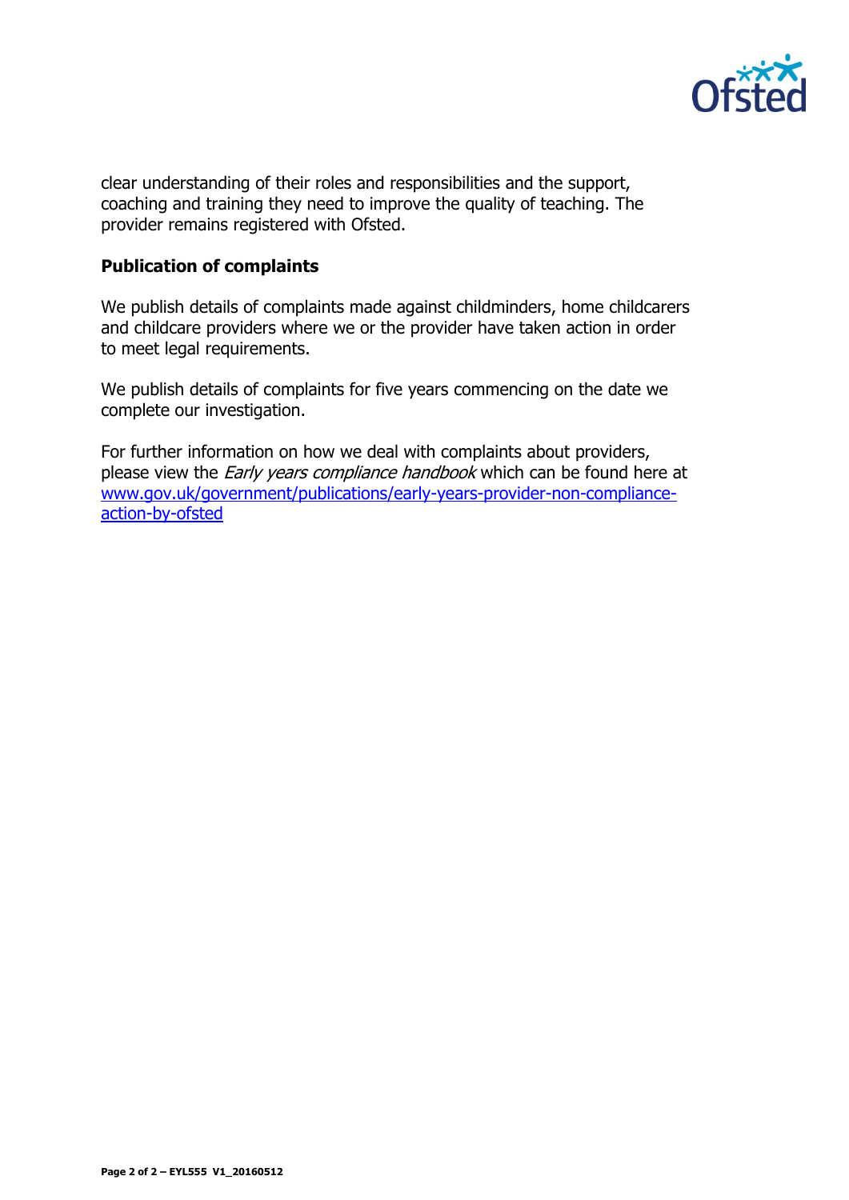clear understanding of their roles and responsibilities and the support, coaching and training they need to improve the quality of teaching. The provider remains registered with Ofsted.

**Publication of complaints**

We publish details of complaints made against childminders, home childcarers and childcare providers where we or the provider have taken action in order to meet legal requirements.

We publish details of complaints for five years commencing on the date we complete our investigation.

For further information on how we deal with complaints about providers, please view the *Early years compliance handbook* which can be found here at [www.gov.uk/government/publications/early-years-provider-non-compliance-action-by-ofsted](http://www.gov.uk/government/publications/early-years-provider-non-compliance-action-by-ofsted)